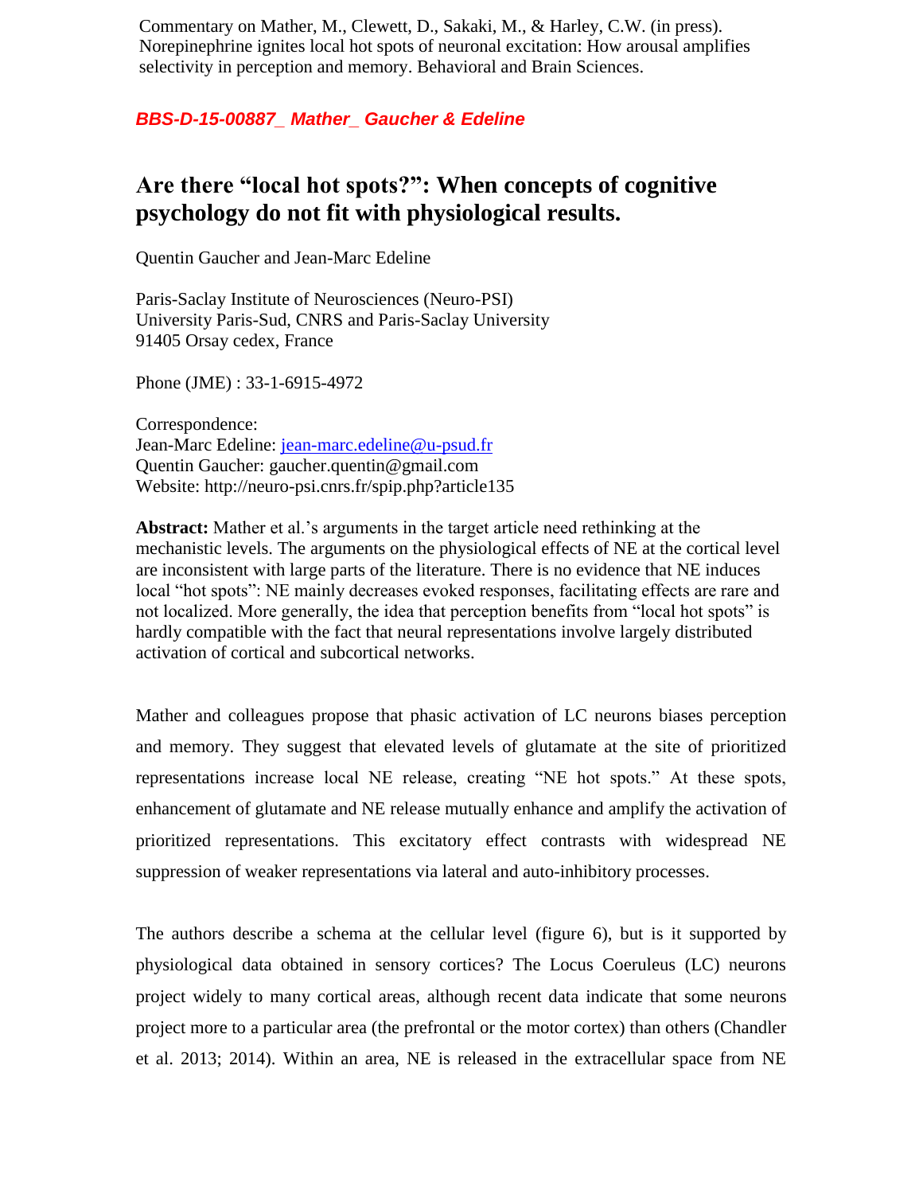Commentary on Mather, M., Clewett, D., Sakaki, M., & Harley, C.W. (in press). Norepinephrine ignites local hot spots of neuronal excitation: How arousal amplifies selectivity in perception and memory. Behavioral and Brain Sciences.

***BBS-D-15-00887_ Mather_ Gaucher & Edeline***

# Are there "local hot spots?": When concepts of cognitive psychology do not fit with physiological results.

Quentin Gaucher and Jean-Marc Edeline

Paris-Saclay Institute of Neurosciences (Neuro-PSI)
University Paris-Sud, CNRS and Paris-Saclay University
91405 Orsay cedex, France

Phone (JME) : 33-1-6915-4972

Correspondence:
Jean-Marc Edeline: jean-marc.edeline@u-psud.fr
Quentin Gaucher: gaucher.quentin@gmail.com
Website: http://neuro-psi.cnrs.fr/spip.php?article135

**Abstract:** Mather et al.'s arguments in the target article need rethinking at the mechanistic levels. The arguments on the physiological effects of NE at the cortical level are inconsistent with large parts of the literature. There is no evidence that NE induces local "hot spots": NE mainly decreases evoked responses, facilitating effects are rare and not localized. More generally, the idea that perception benefits from "local hot spots" is hardly compatible with the fact that neural representations involve largely distributed activation of cortical and subcortical networks.

Mather and colleagues propose that phasic activation of LC neurons biases perception and memory. They suggest that elevated levels of glutamate at the site of prioritized representations increase local NE release, creating "NE hot spots." At these spots, enhancement of glutamate and NE release mutually enhance and amplify the activation of prioritized representations. This excitatory effect contrasts with widespread NE suppression of weaker representations via lateral and auto-inhibitory processes.

The authors describe a schema at the cellular level (figure 6), but is it supported by physiological data obtained in sensory cortices? The Locus Coeruleus (LC) neurons project widely to many cortical areas, although recent data indicate that some neurons project more to a particular area (the prefrontal or the motor cortex) than others (Chandler et al. 2013; 2014). Within an area, NE is released in the extracellular space from NE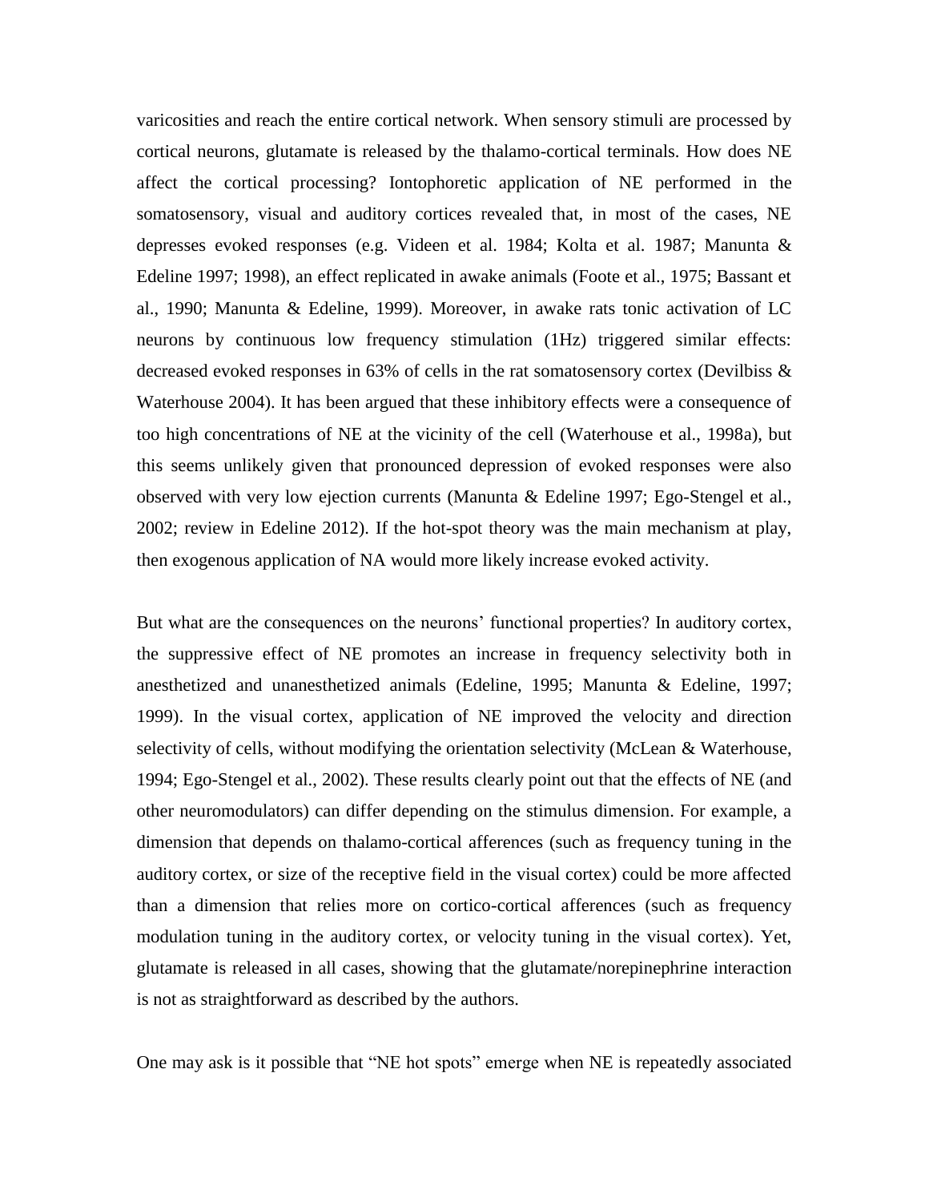varicosities and reach the entire cortical network. When sensory stimuli are processed by cortical neurons, glutamate is released by the thalamo-cortical terminals. How does NE affect the cortical processing? Iontophoretic application of NE performed in the somatosensory, visual and auditory cortices revealed that, in most of the cases, NE depresses evoked responses (e.g. Videen et al. 1984; Kolta et al. 1987; Manunta & Edeline 1997; 1998), an effect replicated in awake animals (Foote et al., 1975; Bassant et al., 1990; Manunta & Edeline, 1999). Moreover, in awake rats tonic activation of LC neurons by continuous low frequency stimulation (1Hz) triggered similar effects: decreased evoked responses in 63% of cells in the rat somatosensory cortex (Devilbiss & Waterhouse 2004). It has been argued that these inhibitory effects were a consequence of too high concentrations of NE at the vicinity of the cell (Waterhouse et al., 1998a), but this seems unlikely given that pronounced depression of evoked responses were also observed with very low ejection currents (Manunta & Edeline 1997; Ego-Stengel et al., 2002; review in Edeline 2012). If the hot-spot theory was the main mechanism at play, then exogenous application of NA would more likely increase evoked activity.

But what are the consequences on the neurons' functional properties? In auditory cortex, the suppressive effect of NE promotes an increase in frequency selectivity both in anesthetized and unanesthetized animals (Edeline, 1995; Manunta & Edeline, 1997; 1999). In the visual cortex, application of NE improved the velocity and direction selectivity of cells, without modifying the orientation selectivity (McLean & Waterhouse, 1994; Ego-Stengel et al., 2002). These results clearly point out that the effects of NE (and other neuromodulators) can differ depending on the stimulus dimension. For example, a dimension that depends on thalamo-cortical afferences (such as frequency tuning in the auditory cortex, or size of the receptive field in the visual cortex) could be more affected than a dimension that relies more on cortico-cortical afferences (such as frequency modulation tuning in the auditory cortex, or velocity tuning in the visual cortex). Yet, glutamate is released in all cases, showing that the glutamate/norepinephrine interaction is not as straightforward as described by the authors.

One may ask is it possible that "NE hot spots" emerge when NE is repeatedly associated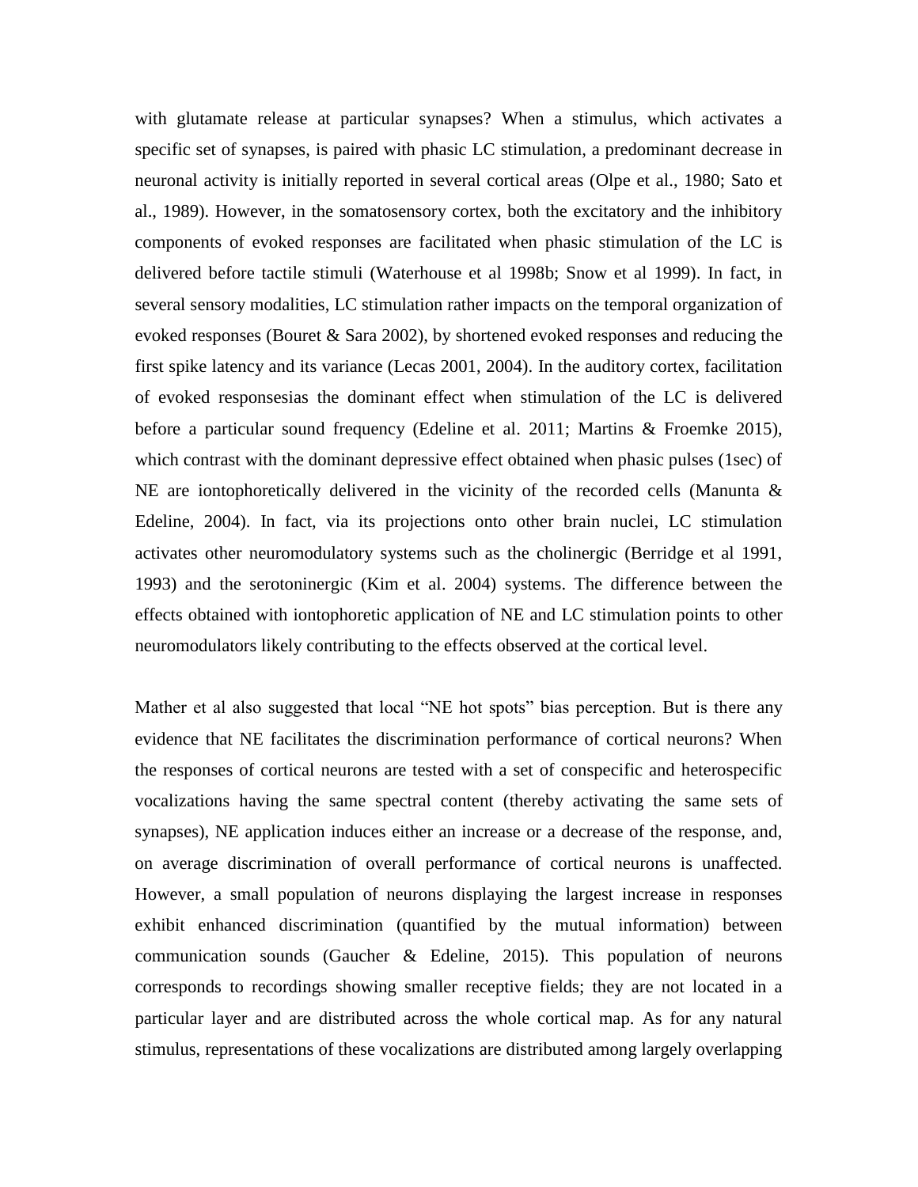with glutamate release at particular synapses? When a stimulus, which activates a specific set of synapses, is paired with phasic LC stimulation, a predominant decrease in neuronal activity is initially reported in several cortical areas (Olpe et al., 1980; Sato et al., 1989). However, in the somatosensory cortex, both the excitatory and the inhibitory components of evoked responses are facilitated when phasic stimulation of the LC is delivered before tactile stimuli (Waterhouse et al 1998b; Snow et al 1999). In fact, in several sensory modalities, LC stimulation rather impacts on the temporal organization of evoked responses (Bouret & Sara 2002), by shortened evoked responses and reducing the first spike latency and its variance (Lecas 2001, 2004). In the auditory cortex, facilitation of evoked responsesias the dominant effect when stimulation of the LC is delivered before a particular sound frequency (Edeline et al. 2011; Martins & Froemke 2015), which contrast with the dominant depressive effect obtained when phasic pulses (1sec) of NE are iontophoretically delivered in the vicinity of the recorded cells (Manunta & Edeline, 2004). In fact, via its projections onto other brain nuclei, LC stimulation activates other neuromodulatory systems such as the cholinergic (Berridge et al 1991, 1993) and the serotoninergic (Kim et al. 2004) systems. The difference between the effects obtained with iontophoretic application of NE and LC stimulation points to other neuromodulators likely contributing to the effects observed at the cortical level.

Mather et al also suggested that local "NE hot spots" bias perception. But is there any evidence that NE facilitates the discrimination performance of cortical neurons? When the responses of cortical neurons are tested with a set of conspecific and heterospecific vocalizations having the same spectral content (thereby activating the same sets of synapses), NE application induces either an increase or a decrease of the response, and, on average discrimination of overall performance of cortical neurons is unaffected. However, a small population of neurons displaying the largest increase in responses exhibit enhanced discrimination (quantified by the mutual information) between communication sounds (Gaucher & Edeline, 2015). This population of neurons corresponds to recordings showing smaller receptive fields; they are not located in a particular layer and are distributed across the whole cortical map. As for any natural stimulus, representations of these vocalizations are distributed among largely overlapping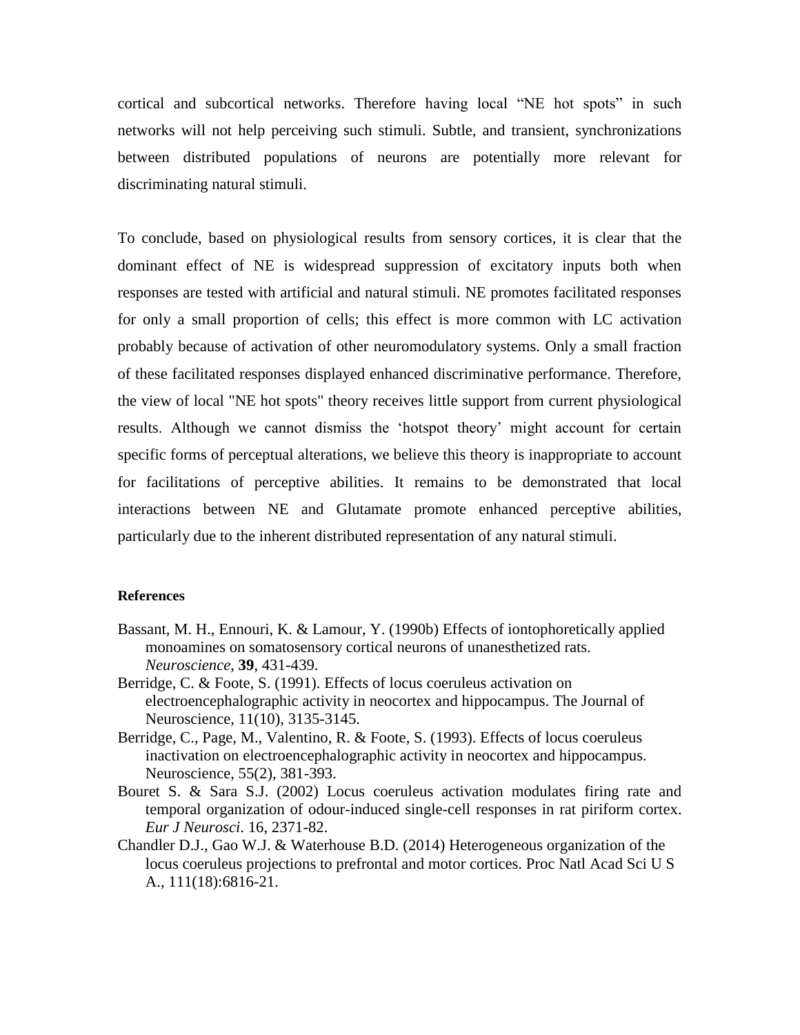cortical and subcortical networks. Therefore having local “NE hot spots” in such networks will not help perceiving such stimuli. Subtle, and transient, synchronizations between distributed populations of neurons are potentially more relevant for discriminating natural stimuli.

To conclude, based on physiological results from sensory cortices, it is clear that the dominant effect of NE is widespread suppression of excitatory inputs both when responses are tested with artificial and natural stimuli. NE promotes facilitated responses for only a small proportion of cells; this effect is more common with LC activation probably because of activation of other neuromodulatory systems. Only a small fraction of these facilitated responses displayed enhanced discriminative performance. Therefore, the view of local "NE hot spots" theory receives little support from current physiological results. Although we cannot dismiss the ‘hotspot theory’ might account for certain specific forms of perceptual alterations, we believe this theory is inappropriate to account for facilitations of perceptive abilities. It remains to be demonstrated that local interactions between NE and Glutamate promote enhanced perceptive abilities, particularly due to the inherent distributed representation of any natural stimuli.

**References**

Bassant, M. H., Ennouri, K. & Lamour, Y. (1990b) Effects of iontophoretically applied monoamines on somatosensory cortical neurons of unanesthetized rats. *Neuroscience*, **39**, 431-439.

Berridge, C. & Foote, S. (1991). Effects of locus coeruleus activation on electroencephalographic activity in neocortex and hippocampus. The Journal of Neuroscience, 11(10), 3135-3145.

Berridge, C., Page, M., Valentino, R. & Foote, S. (1993). Effects of locus coeruleus inactivation on electroencephalographic activity in neocortex and hippocampus. Neuroscience, 55(2), 381-393.

Bouret S. & Sara S.J. (2002) Locus coeruleus activation modulates firing rate and temporal organization of odour-induced single-cell responses in rat piriform cortex. *Eur J Neurosci*. 16, 2371-82.

Chandler D.J., Gao W.J. & Waterhouse B.D. (2014) Heterogeneous organization of the locus coeruleus projections to prefrontal and motor cortices. Proc Natl Acad Sci U S A., 111(18):6816-21.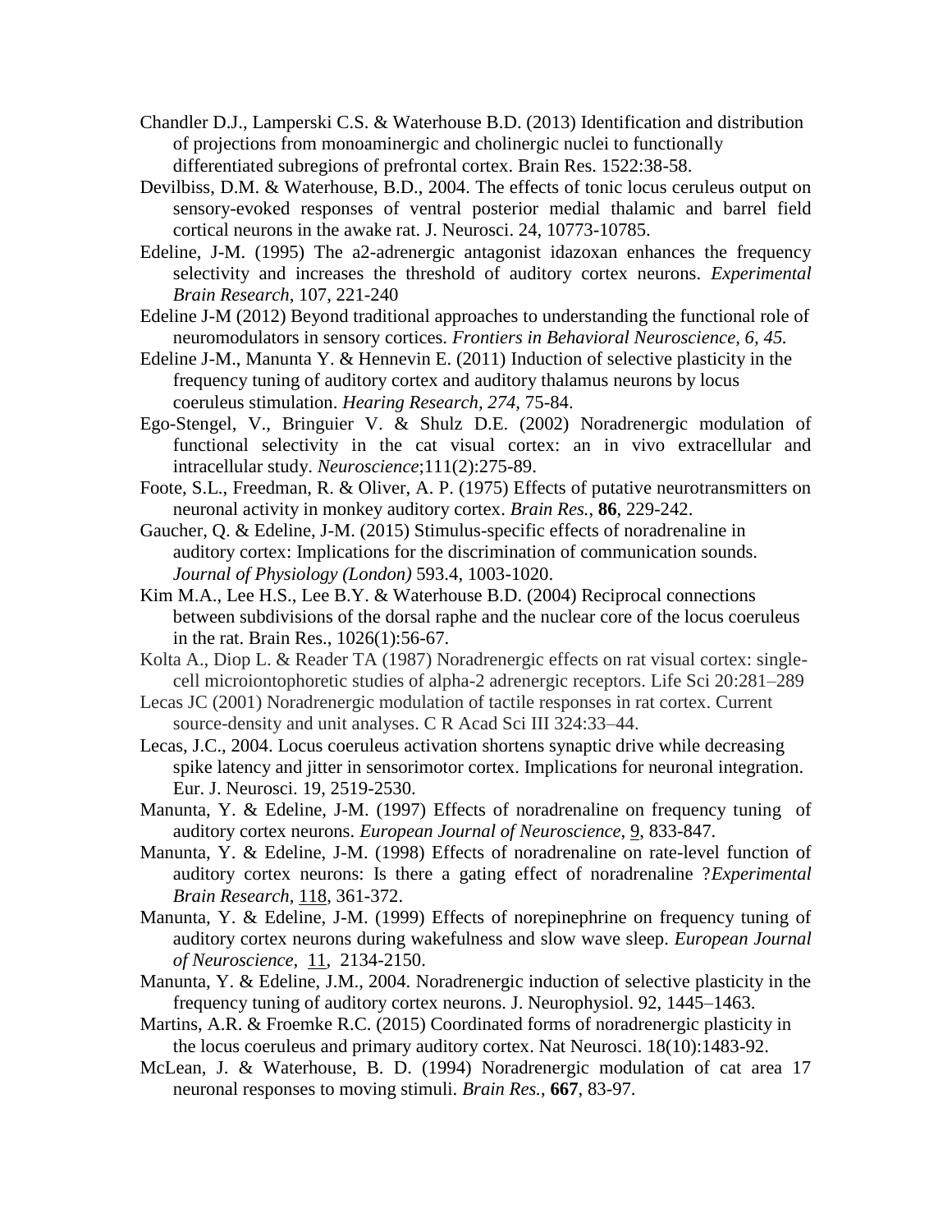Chandler D.J., Lamperski C.S. & Waterhouse B.D. (2013) Identification and distribution of projections from monoaminergic and cholinergic nuclei to functionally differentiated subregions of prefrontal cortex. Brain Res. 1522:38-58.

Devilbiss, D.M. & Waterhouse, B.D., 2004. The effects of tonic locus ceruleus output on sensory-evoked responses of ventral posterior medial thalamic and barrel field cortical neurons in the awake rat. J. Neurosci. 24, 10773-10785.

Edeline, J-M. (1995) The a2-adrenergic antagonist idazoxan enhances the frequency selectivity and increases the threshold of auditory cortex neurons. *Experimental Brain Research,* 107, 221-240

Edeline J-M (2012) Beyond traditional approaches to understanding the functional role of neuromodulators in sensory cortices. *Frontiers in Behavioral Neuroscience, 6, 45.*

Edeline J-M., Manunta Y. & Hennevin E. (2011) Induction of selective plasticity in the frequency tuning of auditory cortex and auditory thalamus neurons by locus coeruleus stimulation. *Hearing Research, 274,* 75-84.

Ego-Stengel, V., Bringuier V. & Shulz D.E. (2002) Noradrenergic modulation of functional selectivity in the cat visual cortex: an in vivo extracellular and intracellular study. *Neuroscience*;111(2):275-89.

Foote, S.L., Freedman, R. & Oliver, A. P. (1975) Effects of putative neurotransmitters on neuronal activity in monkey auditory cortex. *Brain Res.*, **86**, 229-242.

Gaucher, Q. & Edeline, J-M. (2015) Stimulus-specific effects of noradrenaline in auditory cortex: Implications for the discrimination of communication sounds. *Journal of Physiology (London)* 593.4, 1003-1020.

Kim M.A., Lee H.S., Lee B.Y. & Waterhouse B.D. (2004) Reciprocal connections between subdivisions of the dorsal raphe and the nuclear core of the locus coeruleus in the rat. Brain Res., 1026(1):56-67.

Kolta A., Diop L. & Reader TA (1987) Noradrenergic effects on rat visual cortex: single-cell microiontophoretic studies of alpha-2 adrenergic receptors. Life Sci 20:281–289

Lecas JC (2001) Noradrenergic modulation of tactile responses in rat cortex. Current source-density and unit analyses. C R Acad Sci III 324:33–44.

Lecas, J.C., 2004. Locus coeruleus activation shortens synaptic drive while decreasing spike latency and jitter in sensorimotor cortex. Implications for neuronal integration. Eur. J. Neurosci. 19, 2519-2530.

Manunta, Y. & Edeline, J-M. (1997) Effects of noradrenaline on frequency tuning of auditory cortex neurons. *European Journal of Neuroscience*, 9, 833-847.

Manunta, Y. & Edeline, J-M. (1998) Effects of noradrenaline on rate-level function of auditory cortex neurons: Is there a gating effect of noradrenaline ?*Experimental Brain Research,* 118, 361-372.

Manunta, Y. & Edeline, J-M. (1999) Effects of norepinephrine on frequency tuning of auditory cortex neurons during wakefulness and slow wave sleep. *European Journal of Neuroscience,* 11, 2134-2150.

Manunta, Y. & Edeline, J.M., 2004. Noradrenergic induction of selective plasticity in the frequency tuning of auditory cortex neurons. J. Neurophysiol. 92, 1445–1463.

Martins, A.R. & Froemke R.C. (2015) Coordinated forms of noradrenergic plasticity in the locus coeruleus and primary auditory cortex. Nat Neurosci. 18(10):1483-92.

McLean, J. & Waterhouse, B. D. (1994) Noradrenergic modulation of cat area 17 neuronal responses to moving stimuli. *Brain Res.*, **667**, 83-97.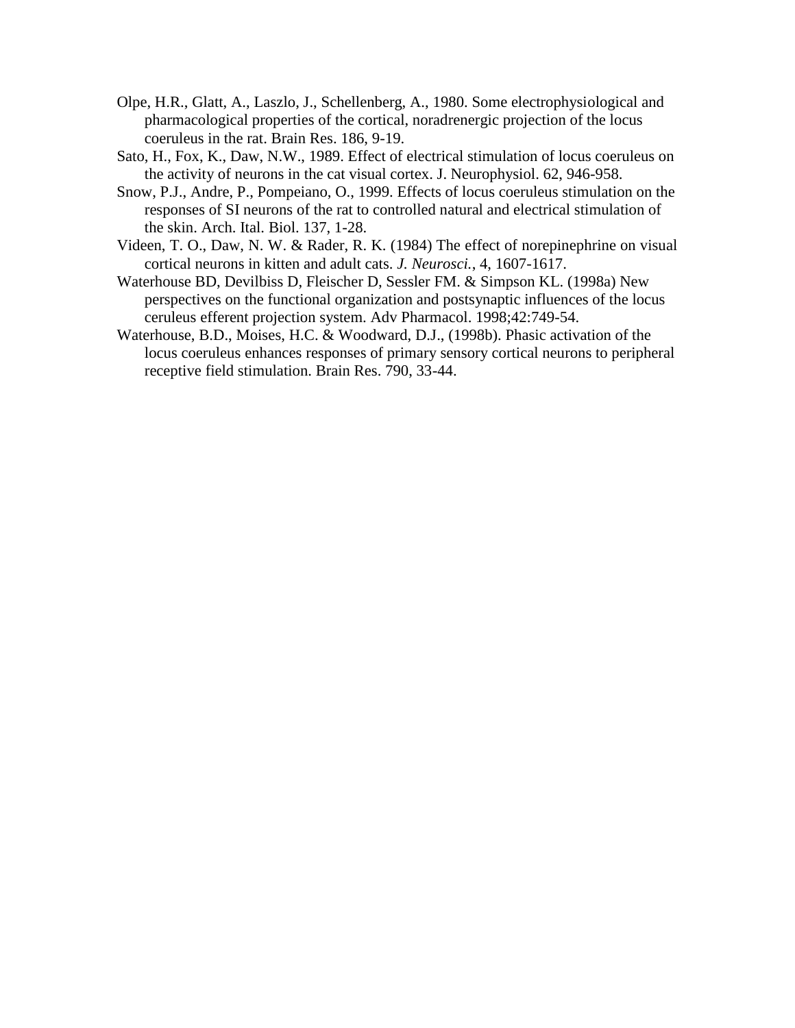Olpe, H.R., Glatt, A., Laszlo, J., Schellenberg, A., 1980. Some electrophysiological and pharmacological properties of the cortical, noradrenergic projection of the locus coeruleus in the rat. Brain Res. 186, 9-19.

Sato, H., Fox, K., Daw, N.W., 1989. Effect of electrical stimulation of locus coeruleus on the activity of neurons in the cat visual cortex. J. Neurophysiol. 62, 946-958.

Snow, P.J., Andre, P., Pompeiano, O., 1999. Effects of locus coeruleus stimulation on the responses of SI neurons of the rat to controlled natural and electrical stimulation of the skin. Arch. Ital. Biol. 137, 1-28.

Videen, T. O., Daw, N. W. & Rader, R. K. (1984) The effect of norepinephrine on visual cortical neurons in kitten and adult cats. *J. Neurosci.*, 4, 1607-1617.

Waterhouse BD, Devilbiss D, Fleischer D, Sessler FM. & Simpson KL. (1998a) New perspectives on the functional organization and postsynaptic influences of the locus ceruleus efferent projection system. Adv Pharmacol. 1998;42:749-54.

Waterhouse, B.D., Moises, H.C. & Woodward, D.J., (1998b). Phasic activation of the locus coeruleus enhances responses of primary sensory cortical neurons to peripheral receptive field stimulation. Brain Res. 790, 33-44.